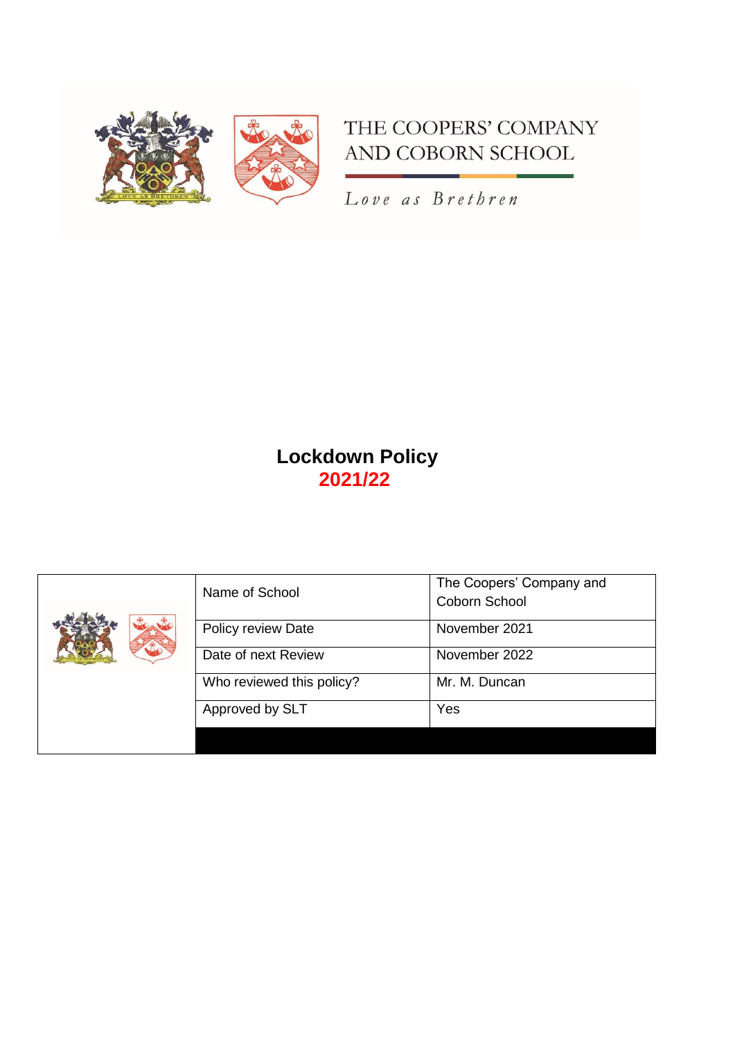THE COOPERS' COMPANY AND COBORN SCHOOL

*Love as Brethren*

# Lockdown Policy
## 2021/22

| | | |
|---|---|---|
| | Name of School | The Coopers' Company and Coborn School |
| | Policy review Date | November 2021 |
| | Date of next Review | November 2022 |
| | Who reviewed this policy? | Mr. M. Duncan |
| | Approved by SLT | Yes |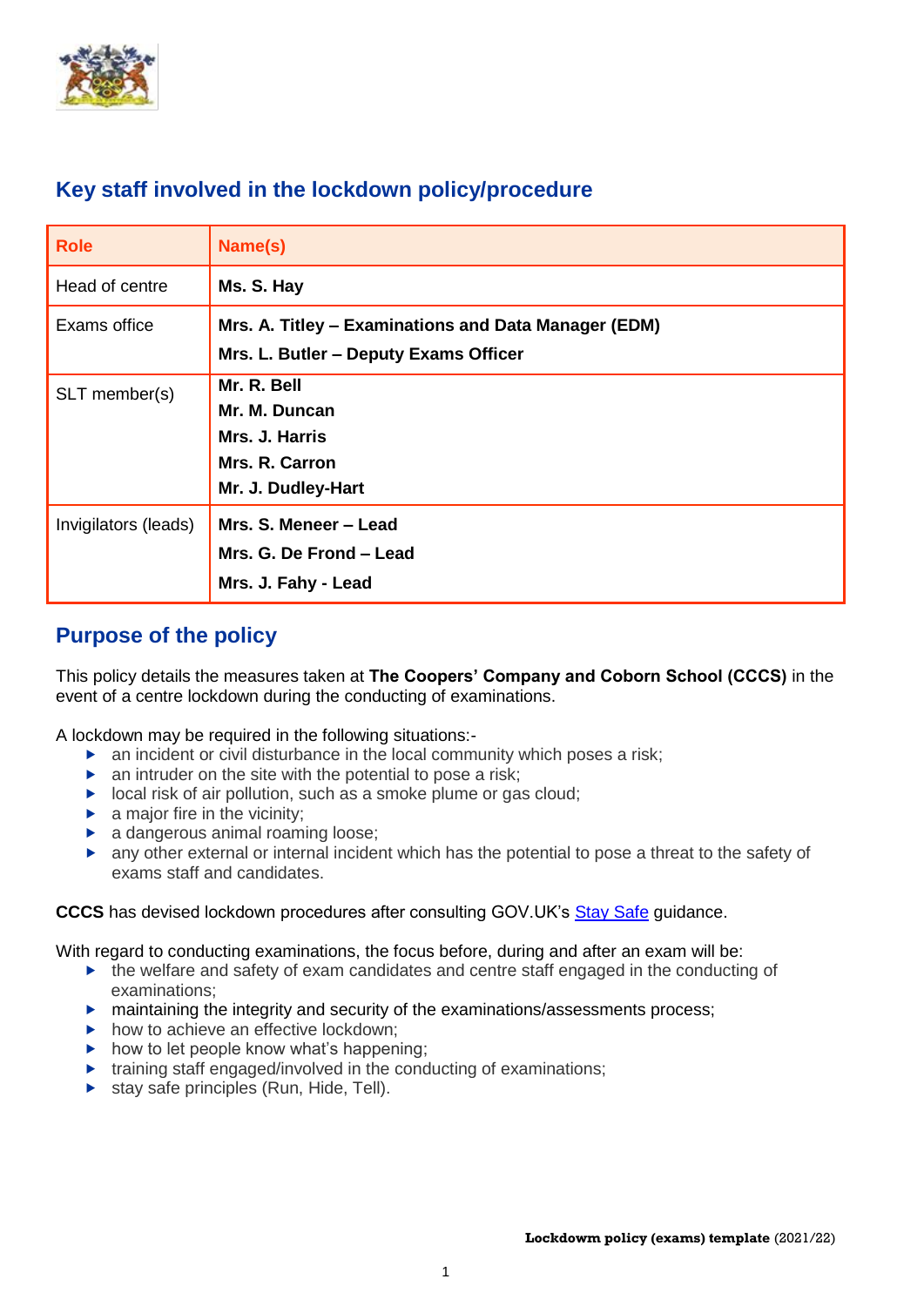## Key staff involved in the lockdown policy/procedure

| Role | Name(s) |
|---|---|
| Head of centre | **Ms. S. Hay** |
| Exams office | **Mrs. A. Titley – Examinations and Data Manager (EDM)**<br>**Mrs. L. Butler – Deputy Exams Officer** |
| SLT member(s) | **Mr. R. Bell**<br>**Mr. M. Duncan**<br>**Mrs. J. Harris**<br>**Mrs. R. Carron**<br>**Mr. J. Dudley-Hart** |
| Invigilators (leads) | **Mrs. S. Meneer – Lead**<br>**Mrs. G. De Frond – Lead**<br>**Mrs. J. Fahy - Lead** |

## Purpose of the policy

This policy details the measures taken at **The Coopers' Company and Coborn School (CCCS)** in the event of a centre lockdown during the conducting of examinations.

A lockdown may be required in the following situations:-

- an incident or civil disturbance in the local community which poses a risk;
- an intruder on the site with the potential to pose a risk;
- local risk of air pollution, such as a smoke plume or gas cloud;
- a major fire in the vicinity;
- a dangerous animal roaming loose;
- any other external or internal incident which has the potential to pose a threat to the safety of exams staff and candidates.

**CCCS** has devised lockdown procedures after consulting GOV.UK's Stay Safe guidance.

With regard to conducting examinations, the focus before, during and after an exam will be:

- the welfare and safety of exam candidates and centre staff engaged in the conducting of examinations;
- maintaining the integrity and security of the examinations/assessments process;
- how to achieve an effective lockdown;
- how to let people know what's happening;
- training staff engaged/involved in the conducting of examinations;
- stay safe principles (Run, Hide, Tell).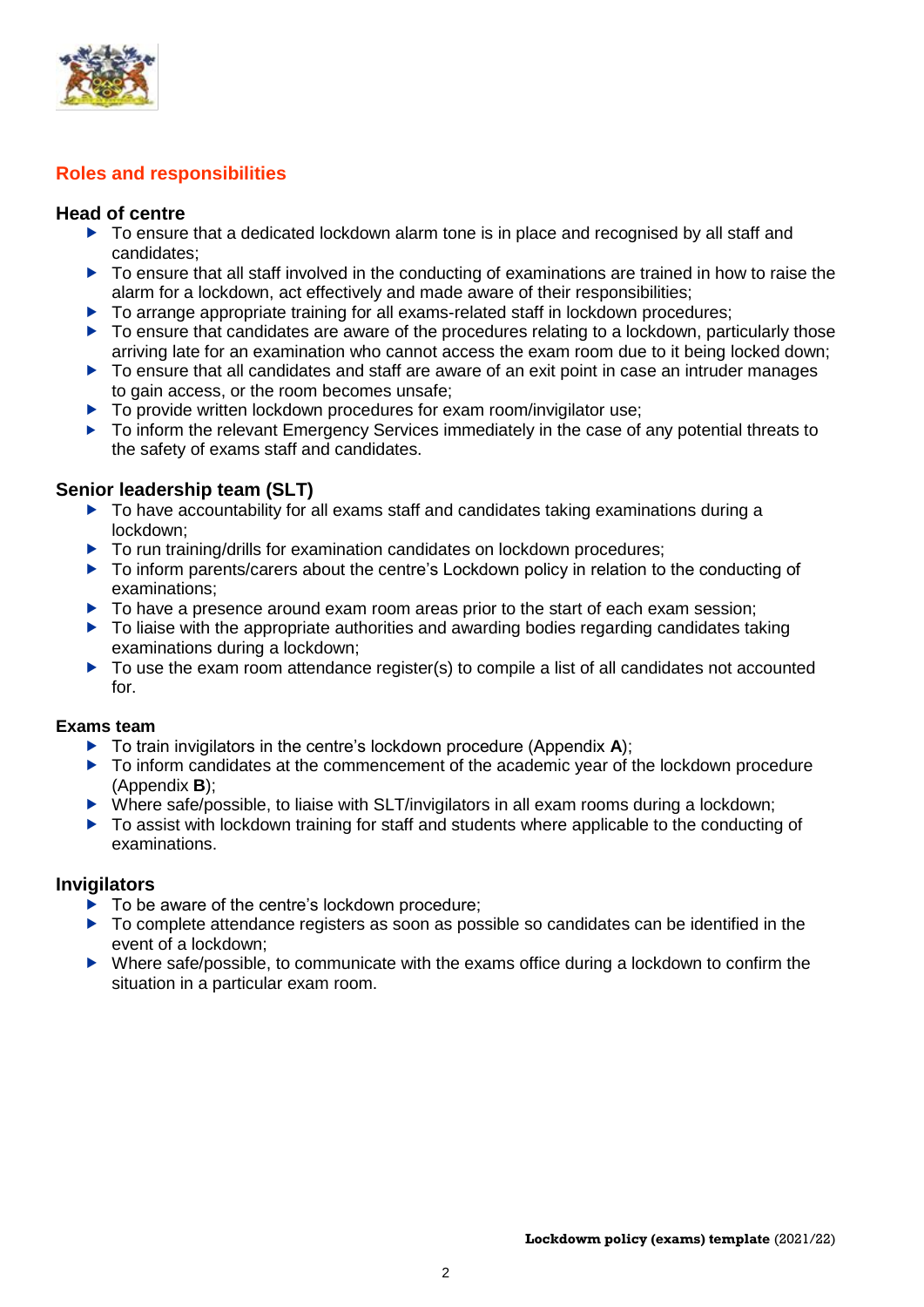## Roles and responsibilities

### Head of centre

- To ensure that a dedicated lockdown alarm tone is in place and recognised by all staff and candidates;
- To ensure that all staff involved in the conducting of examinations are trained in how to raise the alarm for a lockdown, act effectively and made aware of their responsibilities;
- To arrange appropriate training for all exams-related staff in lockdown procedures;
- To ensure that candidates are aware of the procedures relating to a lockdown, particularly those arriving late for an examination who cannot access the exam room due to it being locked down;
- To ensure that all candidates and staff are aware of an exit point in case an intruder manages to gain access, or the room becomes unsafe;
- To provide written lockdown procedures for exam room/invigilator use;
- To inform the relevant Emergency Services immediately in the case of any potential threats to the safety of exams staff and candidates.

### Senior leadership team (SLT)

- To have accountability for all exams staff and candidates taking examinations during a lockdown;
- To run training/drills for examination candidates on lockdown procedures;
- To inform parents/carers about the centre's Lockdown policy in relation to the conducting of examinations;
- To have a presence around exam room areas prior to the start of each exam session;
- To liaise with the appropriate authorities and awarding bodies regarding candidates taking examinations during a lockdown;
- To use the exam room attendance register(s) to compile a list of all candidates not accounted for.

#### Exams team

- To train invigilators in the centre's lockdown procedure (Appendix **A**);
- To inform candidates at the commencement of the academic year of the lockdown procedure (Appendix **B**);
- Where safe/possible, to liaise with SLT/invigilators in all exam rooms during a lockdown;
- To assist with lockdown training for staff and students where applicable to the conducting of examinations.

### Invigilators

- To be aware of the centre's lockdown procedure;
- To complete attendance registers as soon as possible so candidates can be identified in the event of a lockdown;
- Where safe/possible, to communicate with the exams office during a lockdown to confirm the situation in a particular exam room.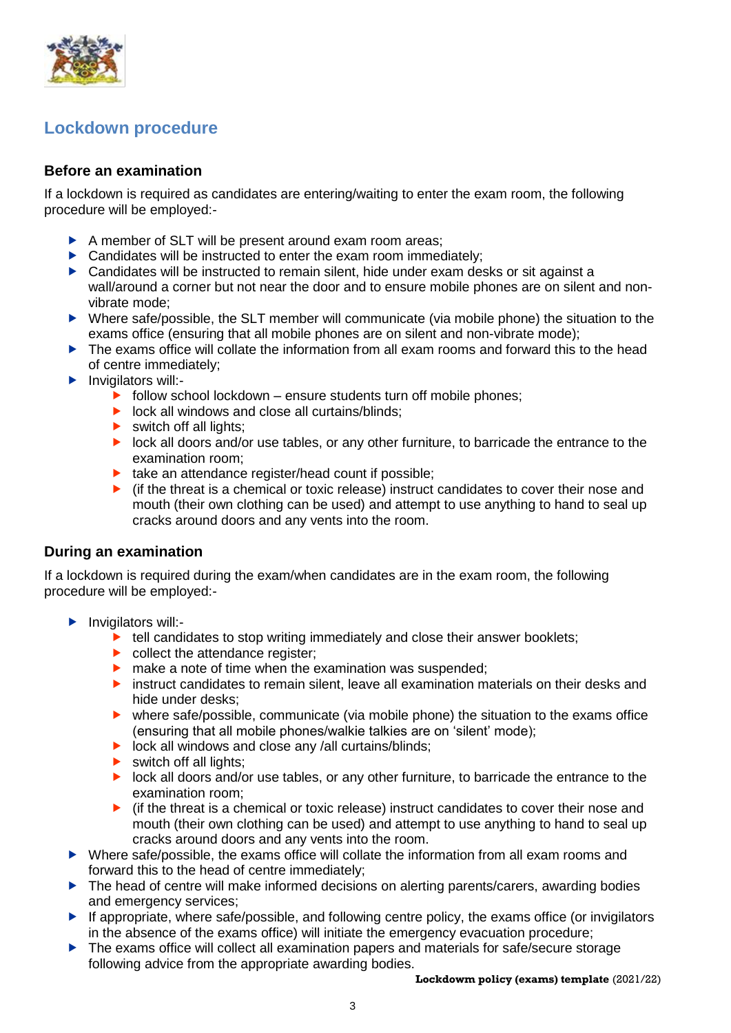## Lockdown procedure

### Before an examination

If a lockdown is required as candidates are entering/waiting to enter the exam room, the following procedure will be employed:-

- A member of SLT will be present around exam room areas;
- Candidates will be instructed to enter the exam room immediately;
- Candidates will be instructed to remain silent, hide under exam desks or sit against a wall/around a corner but not near the door and to ensure mobile phones are on silent and non-vibrate mode;
- Where safe/possible, the SLT member will communicate (via mobile phone) the situation to the exams office (ensuring that all mobile phones are on silent and non-vibrate mode);
- The exams office will collate the information from all exam rooms and forward this to the head of centre immediately;
- Invigilators will:-
  - follow school lockdown – ensure students turn off mobile phones;
  - lock all windows and close all curtains/blinds;
  - switch off all lights;
  - lock all doors and/or use tables, or any other furniture, to barricade the entrance to the examination room;
  - take an attendance register/head count if possible;
  - (if the threat is a chemical or toxic release) instruct candidates to cover their nose and mouth (their own clothing can be used) and attempt to use anything to hand to seal up cracks around doors and any vents into the room.

### During an examination

If a lockdown is required during the exam/when candidates are in the exam room, the following procedure will be employed:-

- Invigilators will:-
  - tell candidates to stop writing immediately and close their answer booklets;
  - collect the attendance register;
  - make a note of time when the examination was suspended;
  - instruct candidates to remain silent, leave all examination materials on their desks and hide under desks;
  - where safe/possible, communicate (via mobile phone) the situation to the exams office (ensuring that all mobile phones/walkie talkies are on 'silent' mode);
  - lock all windows and close any /all curtains/blinds;
  - switch off all lights;
  - lock all doors and/or use tables, or any other furniture, to barricade the entrance to the examination room;
  - (if the threat is a chemical or toxic release) instruct candidates to cover their nose and mouth (their own clothing can be used) and attempt to use anything to hand to seal up cracks around doors and any vents into the room.
- Where safe/possible, the exams office will collate the information from all exam rooms and forward this to the head of centre immediately;
- The head of centre will make informed decisions on alerting parents/carers, awarding bodies and emergency services;
- If appropriate, where safe/possible, and following centre policy, the exams office (or invigilators in the absence of the exams office) will initiate the emergency evacuation procedure;
- The exams office will collect all examination papers and materials for safe/secure storage following advice from the appropriate awarding bodies.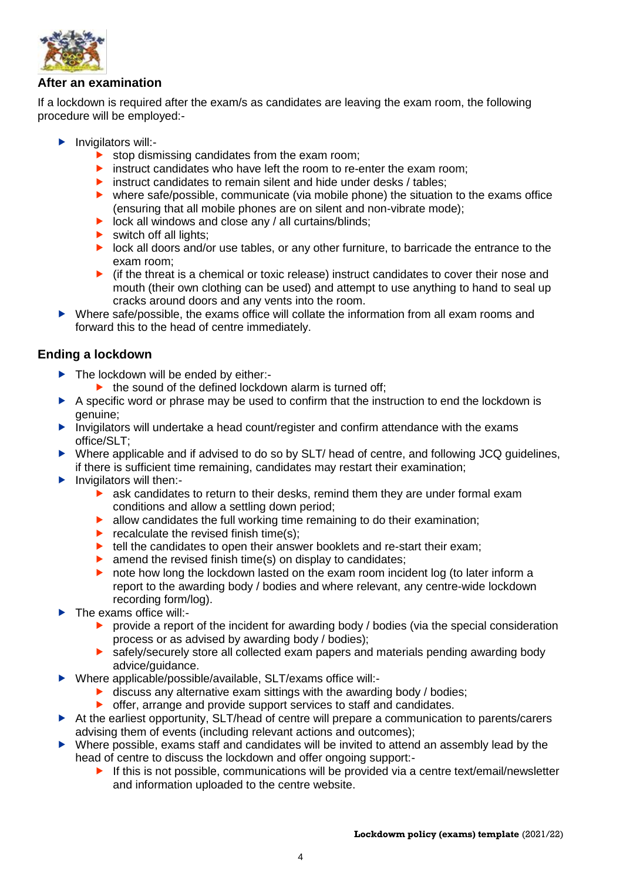## After an examination

If a lockdown is required after the exam/s as candidates are leaving the exam room, the following procedure will be employed:-

- Invigilators will:-
  - stop dismissing candidates from the exam room;
  - instruct candidates who have left the room to re-enter the exam room;
  - instruct candidates to remain silent and hide under desks / tables;
  - where safe/possible, communicate (via mobile phone) the situation to the exams office (ensuring that all mobile phones are on silent and non-vibrate mode);
  - lock all windows and close any / all curtains/blinds;
  - switch off all lights;
  - lock all doors and/or use tables, or any other furniture, to barricade the entrance to the exam room;
  - (if the threat is a chemical or toxic release) instruct candidates to cover their nose and mouth (their own clothing can be used) and attempt to use anything to hand to seal up cracks around doors and any vents into the room.
- Where safe/possible, the exams office will collate the information from all exam rooms and forward this to the head of centre immediately.

## Ending a lockdown

- The lockdown will be ended by either:-
  - the sound of the defined lockdown alarm is turned off;
- A specific word or phrase may be used to confirm that the instruction to end the lockdown is genuine;
- Invigilators will undertake a head count/register and confirm attendance with the exams office/SLT;
- Where applicable and if advised to do so by SLT/ head of centre, and following JCQ guidelines, if there is sufficient time remaining, candidates may restart their examination;
- Invigilators will then:-
  - ask candidates to return to their desks, remind them they are under formal exam conditions and allow a settling down period;
  - allow candidates the full working time remaining to do their examination;
  - recalculate the revised finish time(s);
  - tell the candidates to open their answer booklets and re-start their exam;
  - amend the revised finish time(s) on display to candidates;
  - note how long the lockdown lasted on the exam room incident log (to later inform a report to the awarding body / bodies and where relevant, any centre-wide lockdown recording form/log).
- The exams office will:-
  - provide a report of the incident for awarding body / bodies (via the special consideration process or as advised by awarding body / bodies);
  - safely/securely store all collected exam papers and materials pending awarding body advice/guidance.
- Where applicable/possible/available, SLT/exams office will:-
  - discuss any alternative exam sittings with the awarding body / bodies;
  - offer, arrange and provide support services to staff and candidates.
- At the earliest opportunity, SLT/head of centre will prepare a communication to parents/carers advising them of events (including relevant actions and outcomes);
- Where possible, exams staff and candidates will be invited to attend an assembly lead by the head of centre to discuss the lockdown and offer ongoing support:-
  - If this is not possible, communications will be provided via a centre text/email/newsletter and information uploaded to the centre website.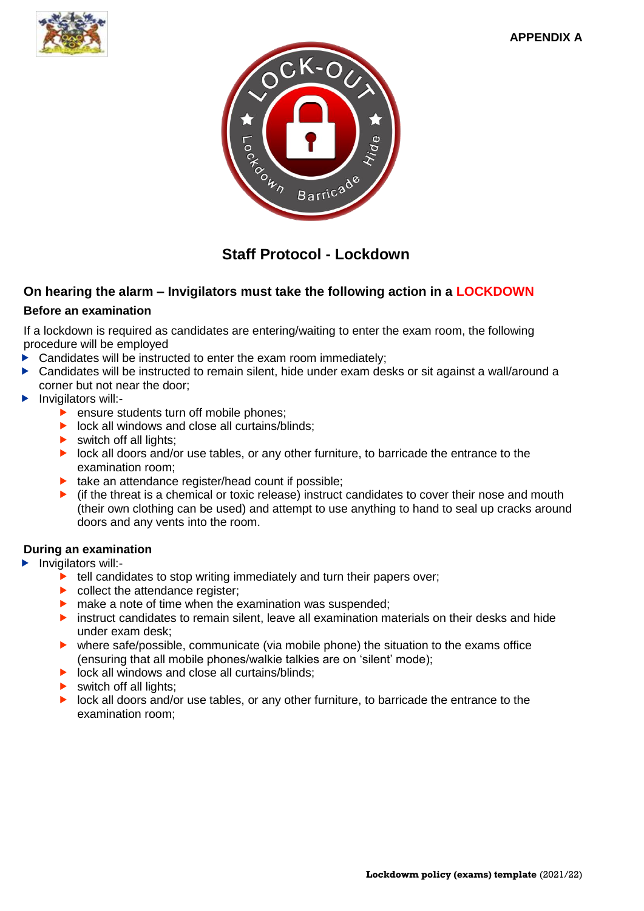**APPENDIX A**

## Staff Protocol - Lockdown

### On hearing the alarm – Invigilators must take the following action in a LOCKDOWN

**Before an examination**

If a lockdown is required as candidates are entering/waiting to enter the exam room, the following procedure will be employed

- Candidates will be instructed to enter the exam room immediately;
- Candidates will be instructed to remain silent, hide under exam desks or sit against a wall/around a corner but not near the door;
- Invigilators will:-
  - ensure students turn off mobile phones;
  - lock all windows and close all curtains/blinds;
  - switch off all lights;
  - lock all doors and/or use tables, or any other furniture, to barricade the entrance to the examination room;
  - take an attendance register/head count if possible;
  - (if the threat is a chemical or toxic release) instruct candidates to cover their nose and mouth (their own clothing can be used) and attempt to use anything to hand to seal up cracks around doors and any vents into the room.

**During an examination**

- Invigilators will:-
  - tell candidates to stop writing immediately and turn their papers over;
  - collect the attendance register;
  - make a note of time when the examination was suspended;
  - instruct candidates to remain silent, leave all examination materials on their desks and hide under exam desk;
  - where safe/possible, communicate (via mobile phone) the situation to the exams office (ensuring that all mobile phones/walkie talkies are on 'silent' mode);
  - lock all windows and close all curtains/blinds;
  - switch off all lights;
  - lock all doors and/or use tables, or any other furniture, to barricade the entrance to the examination room;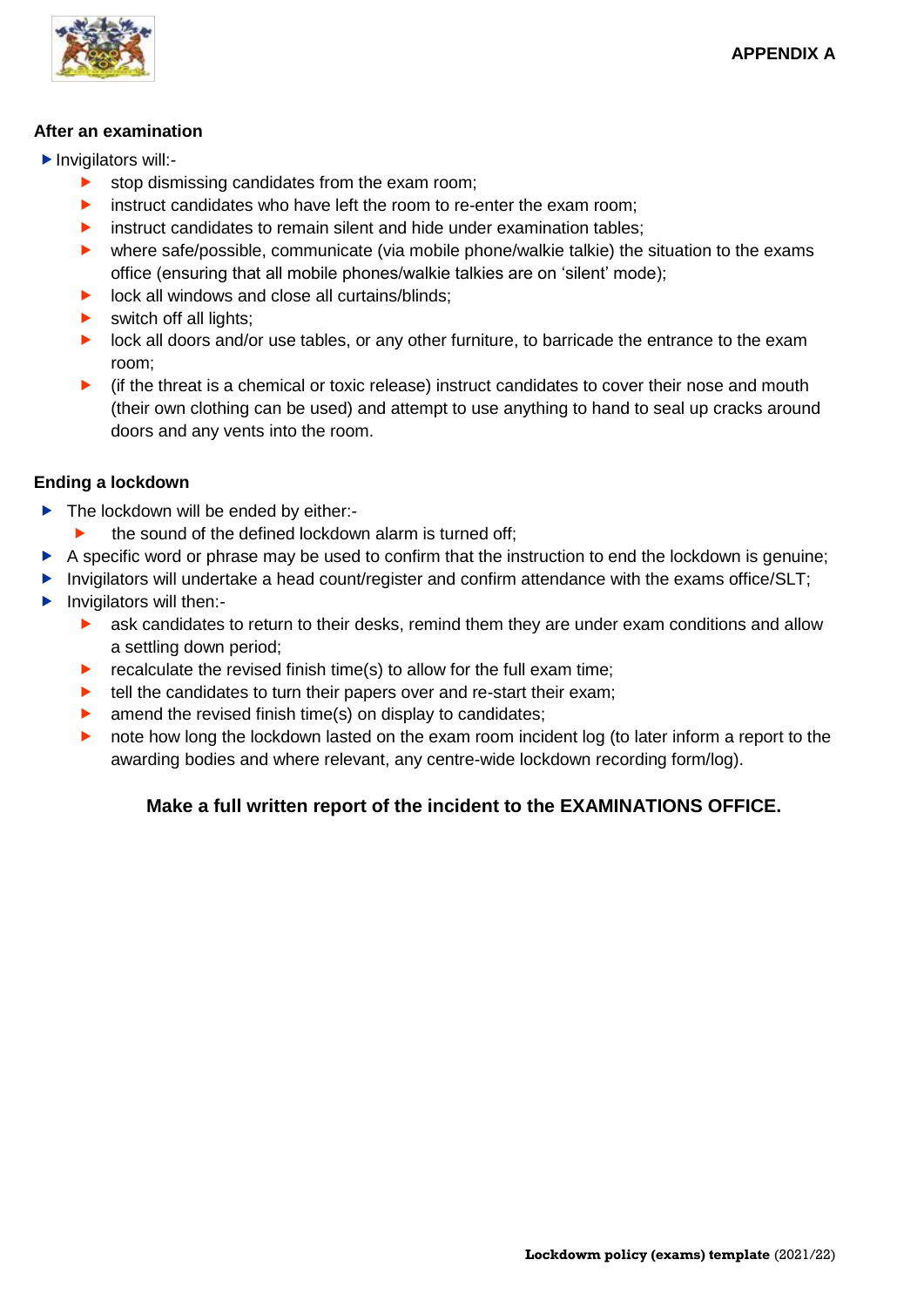**APPENDIX A**

**After an examination**

- Invigilators will:-
  - stop dismissing candidates from the exam room;
  - instruct candidates who have left the room to re-enter the exam room;
  - instruct candidates to remain silent and hide under examination tables;
  - where safe/possible, communicate (via mobile phone/walkie talkie) the situation to the exams office (ensuring that all mobile phones/walkie talkies are on 'silent' mode);
  - lock all windows and close all curtains/blinds;
  - switch off all lights;
  - lock all doors and/or use tables, or any other furniture, to barricade the entrance to the exam room;
  - (if the threat is a chemical or toxic release) instruct candidates to cover their nose and mouth (their own clothing can be used) and attempt to use anything to hand to seal up cracks around doors and any vents into the room.

**Ending a lockdown**

- The lockdown will be ended by either:-
  - the sound of the defined lockdown alarm is turned off;
- A specific word or phrase may be used to confirm that the instruction to end the lockdown is genuine;
- Invigilators will undertake a head count/register and confirm attendance with the exams office/SLT;
- Invigilators will then:-
  - ask candidates to return to their desks, remind them they are under exam conditions and allow a settling down period;
  - recalculate the revised finish time(s) to allow for the full exam time;
  - tell the candidates to turn their papers over and re-start their exam;
  - amend the revised finish time(s) on display to candidates;
  - note how long the lockdown lasted on the exam room incident log (to later inform a report to the awarding bodies and where relevant, any centre-wide lockdown recording form/log).

**Make a full written report of the incident to the EXAMINATIONS OFFICE.**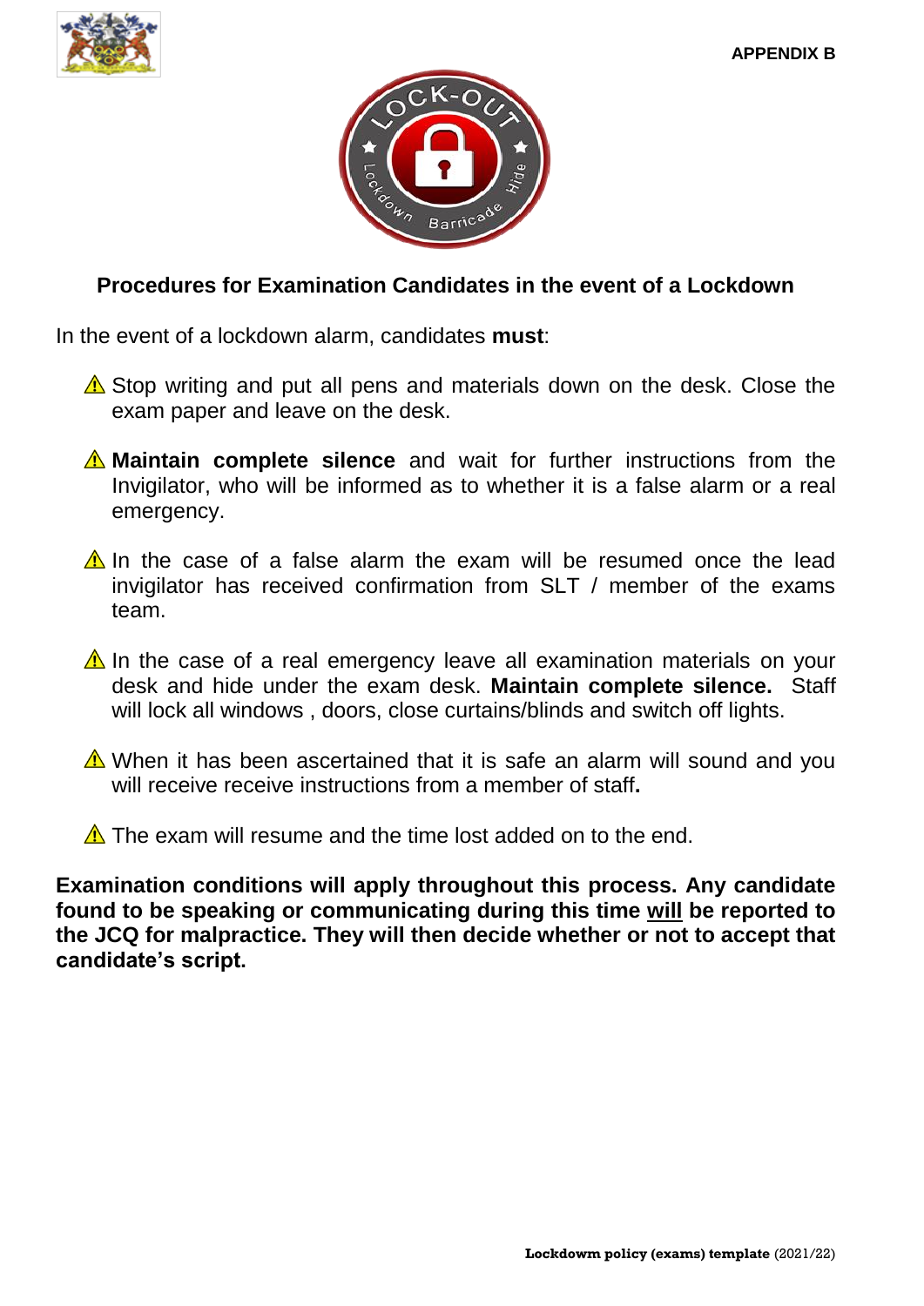APPENDIX B

## Procedures for Examination Candidates in the event of a Lockdown

In the event of a lockdown alarm, candidates **must**:

- ⚠ Stop writing and put all pens and materials down on the desk. Close the exam paper and leave on the desk.
- ⚠ **Maintain complete silence** and wait for further instructions from the Invigilator, who will be informed as to whether it is a false alarm or a real emergency.
- ⚠ In the case of a false alarm the exam will be resumed once the lead invigilator has received confirmation from SLT / member of the exams team.
- ⚠ In the case of a real emergency leave all examination materials on your desk and hide under the exam desk. **Maintain complete silence.** Staff will lock all windows , doors, close curtains/blinds and switch off lights.
- ⚠ When it has been ascertained that it is safe an alarm will sound and you will receive receive instructions from a member of staff**.**
- ⚠ The exam will resume and the time lost added on to the end.

**Examination conditions will apply throughout this process. Any candidate found to be speaking or communicating during this time <u>will</u> be reported to the JCQ for malpractice. They will then decide whether or not to accept that candidate's script.**